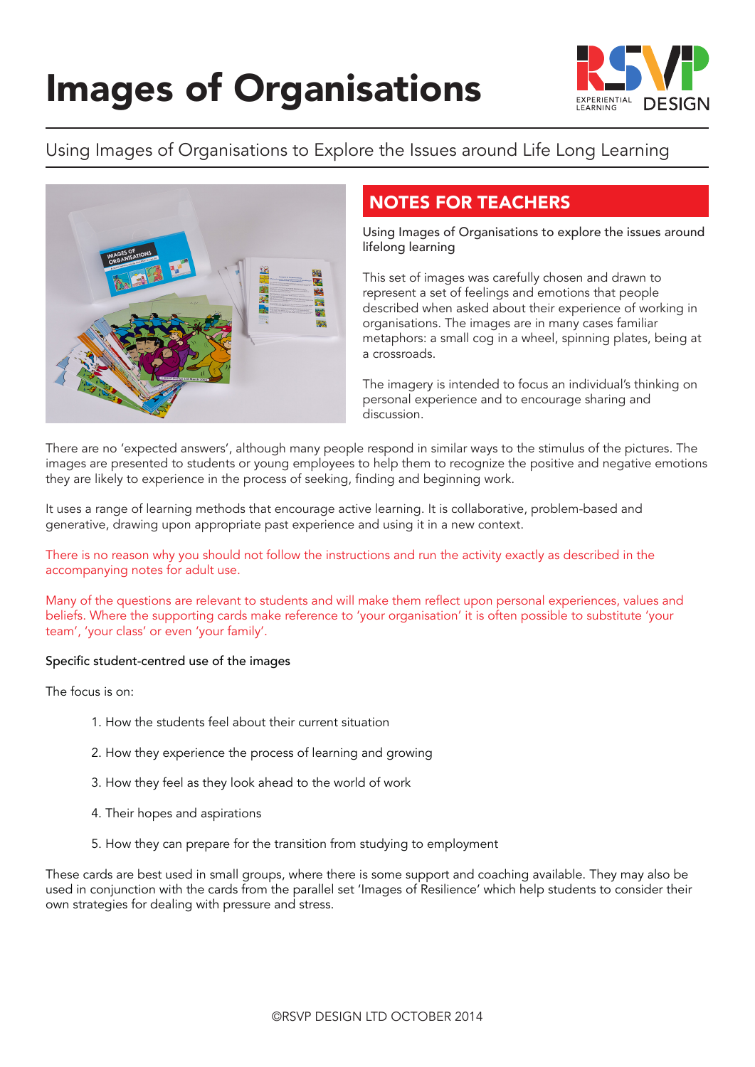# Images of Organisations

## Using Images of Organisations to Explore the Issues around Life Long Learning

## NOTES FOR TEACHERS

Using Images of Organisations to explore the issues around lifelong learning

This set of images was carefully chosen and drawn to represent a set of feelings and emotions that people described when asked about their experience of working in organisations. The images are in many cases familiar metaphors: a small cog in a wheel, spinning plates, being at a crossroads.

The imagery is intended to focus an individual's thinking on personal experience and to encourage sharing and discussion.

There are no 'expected answers', although many people respond in similar ways to the stimulus of the pictures. The images are presented to students or young employees to help them to recognize the positive and negative emotions they are likely to experience in the process of seeking, finding and beginning work.

It uses a range of learning methods that encourage active learning. It is collaborative, problem-based and generative, drawing upon appropriate past experience and using it in a new context.

There is no reason why you should not follow the instructions and run the activity exactly as described in the accompanying notes for adult use.

Many of the questions are relevant to students and will make them reflect upon personal experiences, values and beliefs. Where the supporting cards make reference to 'your organisation' it is often possible to substitute 'your team', 'your class' or even 'your family'.

Specific student-centred use of the images

The focus is on:

1. How the students feel about their current situation
2. How they experience the process of learning and growing
3. How they feel as they look ahead to the world of work
4. Their hopes and aspirations
5. How they can prepare for the transition from studying to employment

These cards are best used in small groups, where there is some support and coaching available. They may also be used in conjunction with the cards from the parallel set 'Images of Resilience' which help students to consider their own strategies for dealing with pressure and stress.

©RSVP DESIGN LTD OCTOBER 2014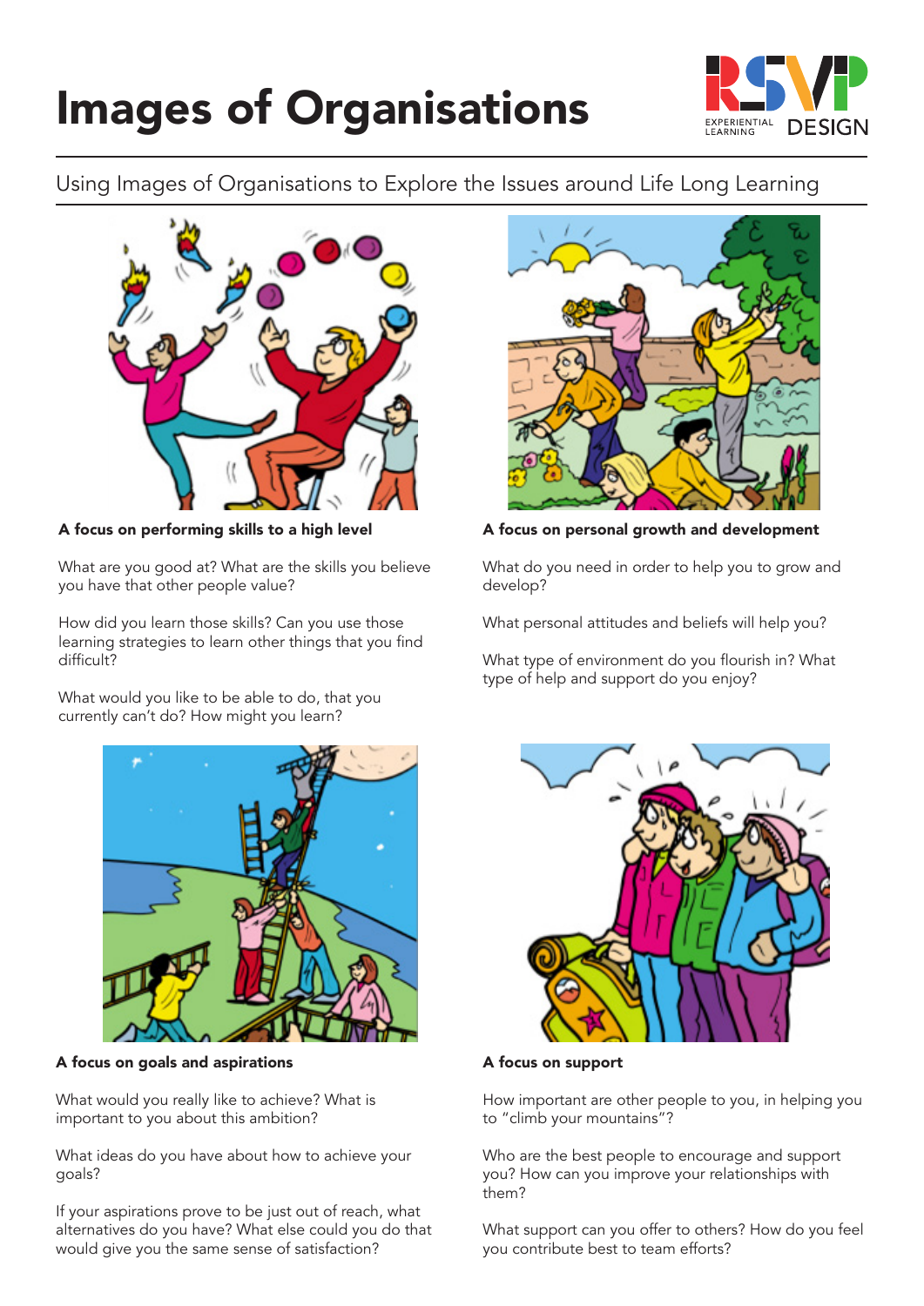# Images of Organisations

Using Images of Organisations to Explore the Issues around Life Long Learning

**A focus on performing skills to a high level**

What are you good at? What are the skills you believe you have that other people value?

How did you learn those skills? Can you use those learning strategies to learn other things that you find difficult?

What would you like to be able to do, that you currently can't do? How might you learn?

**A focus on personal growth and development**

What do you need in order to help you to grow and develop?

What personal attitudes and beliefs will help you?

What type of environment do you flourish in? What type of help and support do you enjoy?

**A focus on goals and aspirations**

What would you really like to achieve? What is important to you about this ambition?

What ideas do you have about how to achieve your goals?

If your aspirations prove to be just out of reach, what alternatives do you have? What else could you do that would give you the same sense of satisfaction?

**A focus on support**

How important are other people to you, in helping you to "climb your mountains"?

Who are the best people to encourage and support you? How can you improve your relationships with them?

What support can you offer to others? How do you feel you contribute best to team efforts?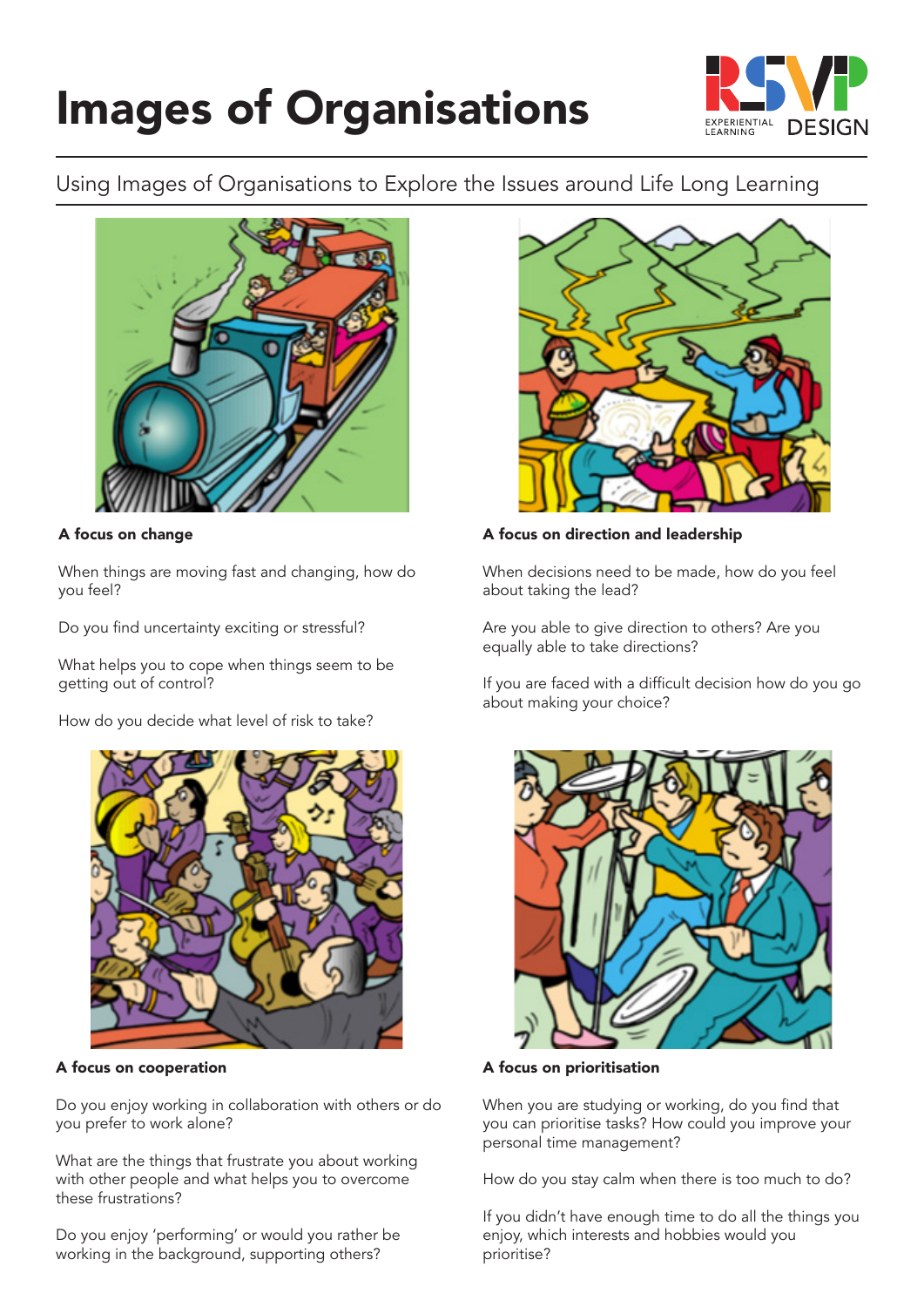# Images of Organisations

Using Images of Organisations to Explore the Issues around Life Long Learning

**A focus on change**

When things are moving fast and changing, how do you feel?

Do you find uncertainty exciting or stressful?

What helps you to cope when things seem to be getting out of control?

How do you decide what level of risk to take?

**A focus on direction and leadership**

When decisions need to be made, how do you feel about taking the lead?

Are you able to give direction to others? Are you equally able to take directions?

If you are faced with a difficult decision how do you go about making your choice?

**A focus on cooperation**

Do you enjoy working in collaboration with others or do you prefer to work alone?

What are the things that frustrate you about working with other people and what helps you to overcome these frustrations?

Do you enjoy 'performing' or would you rather be working in the background, supporting others?

**A focus on prioritisation**

When you are studying or working, do you find that you can prioritise tasks? How could you improve your personal time management?

How do you stay calm when there is too much to do?

If you didn't have enough time to do all the things you enjoy, which interests and hobbies would you prioritise?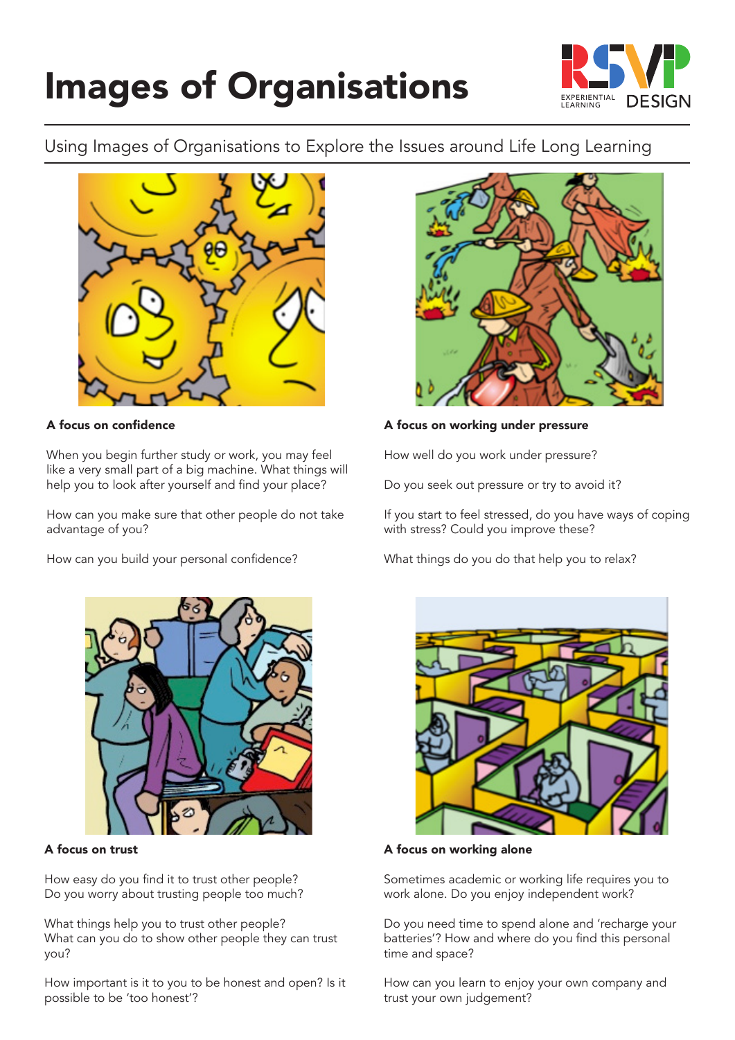# Images of Organisations

Using Images of Organisations to Explore the Issues around Life Long Learning

**A focus on confidence**

When you begin further study or work, you may feel like a very small part of a big machine. What things will help you to look after yourself and find your place?

How can you make sure that other people do not take advantage of you?

How can you build your personal confidence?

**A focus on working under pressure**

How well do you work under pressure?

Do you seek out pressure or try to avoid it?

If you start to feel stressed, do you have ways of coping with stress? Could you improve these?

What things do you do that help you to relax?

**A focus on trust**

How easy do you find it to trust other people?
Do you worry about trusting people too much?

What things help you to trust other people?
What can you do to show other people they can trust you?

How important is it to you to be honest and open? Is it possible to be 'too honest'?

**A focus on working alone**

Sometimes academic or working life requires you to work alone. Do you enjoy independent work?

Do you need time to spend alone and 'recharge your batteries'? How and where do you find this personal time and space?

How can you learn to enjoy your own company and trust your own judgement?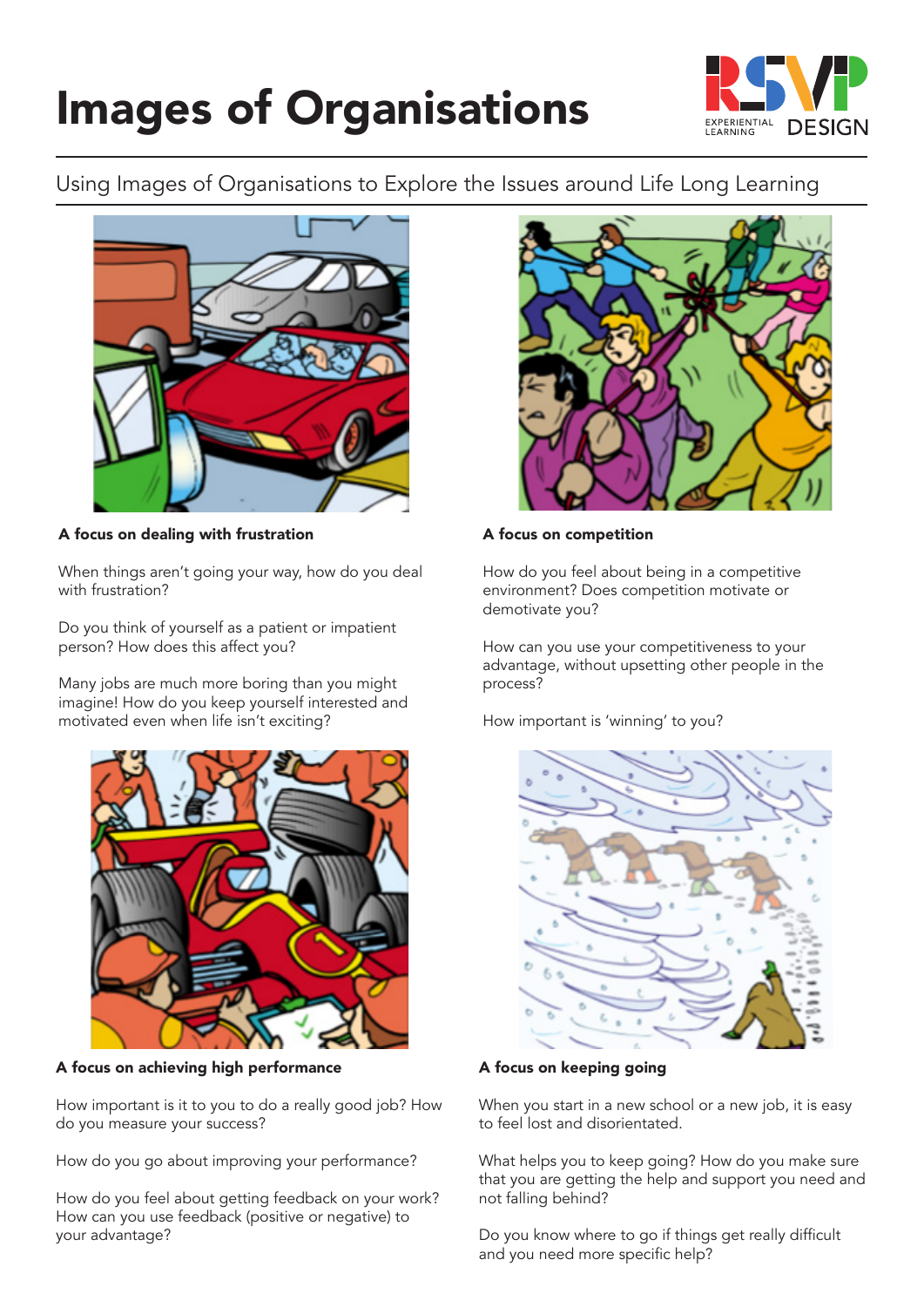# Images of Organisations

Using Images of Organisations to Explore the Issues around Life Long Learning

**A focus on dealing with frustration**

When things aren't going your way, how do you deal with frustration?

Do you think of yourself as a patient or impatient person? How does this affect you?

Many jobs are much more boring than you might imagine! How do you keep yourself interested and motivated even when life isn't exciting?

**A focus on competition**

How do you feel about being in a competitive environment? Does competition motivate or demotivate you?

How can you use your competitiveness to your advantage, without upsetting other people in the process?

How important is 'winning' to you?

**A focus on achieving high performance**

How important is it to you to do a really good job? How do you measure your success?

How do you go about improving your performance?

How do you feel about getting feedback on your work? How can you use feedback (positive or negative) to your advantage?

**A focus on keeping going**

When you start in a new school or a new job, it is easy to feel lost and disorientated.

What helps you to keep going? How do you make sure that you are getting the help and support you need and not falling behind?

Do you know where to go if things get really difficult and you need more specific help?